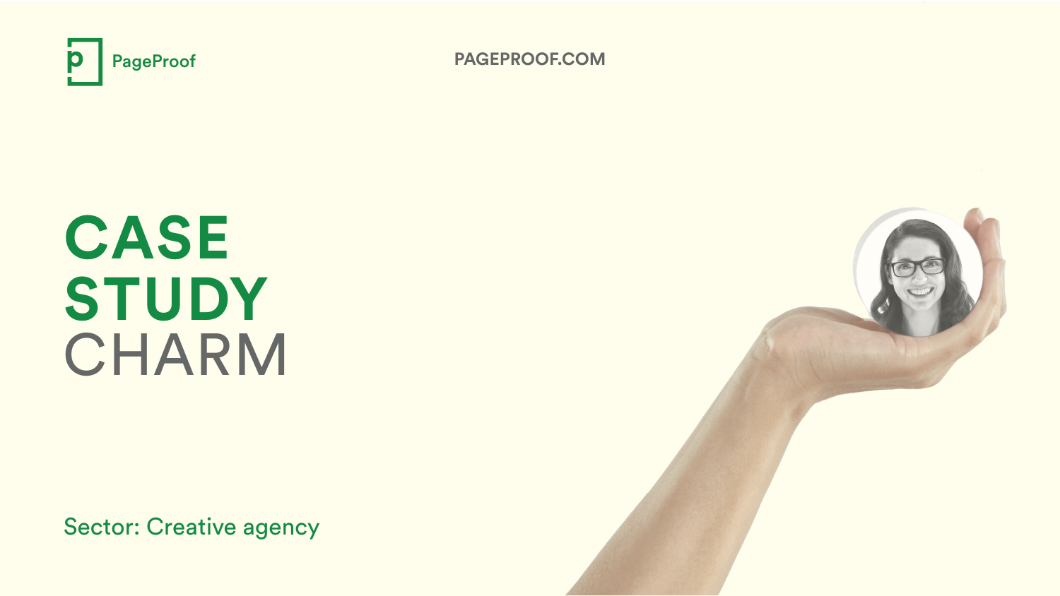PageProof

PAGEPROOF.COM

# CASE STUDY CHARM

Sector: Creative agency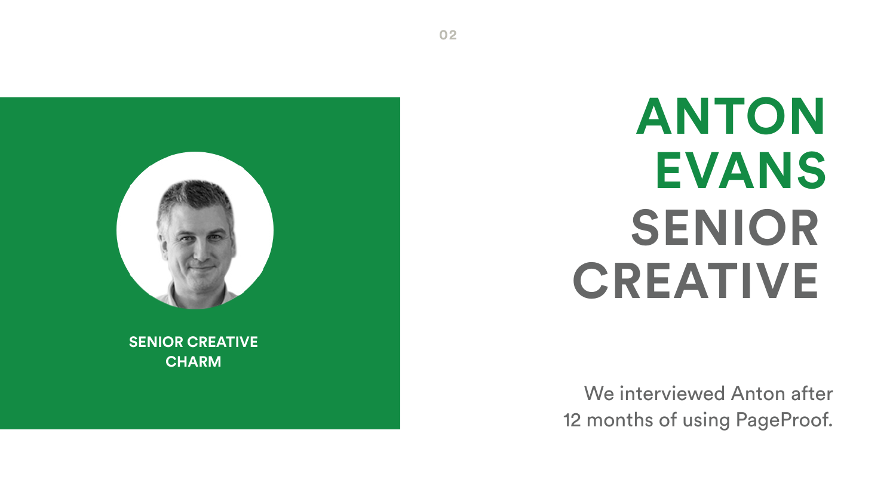**SENIOR CREATIVE**
**CHARM**

# ANTON EVANS

## SENIOR CREATIVE

We interviewed Anton after 12 months of using PageProof.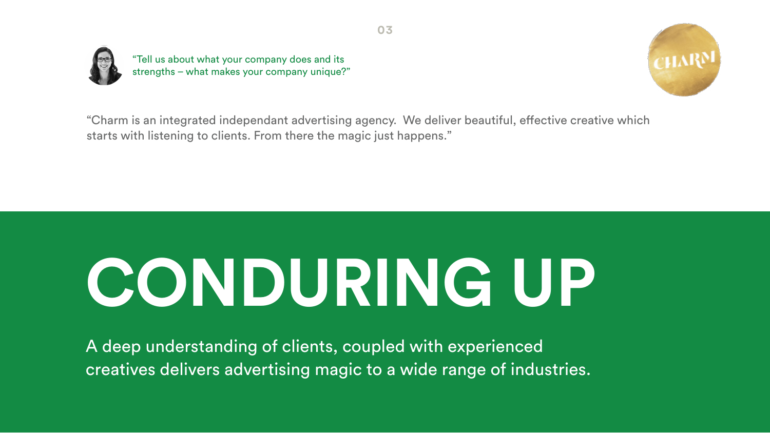"Tell us about what your company does and its strengths – what makes your company unique?"

"Charm is an integrated independant advertising agency.  We deliver beautiful, effective creative which starts with listening to clients. From there the magic just happens."

# CONDURING UP

A deep understanding of clients, coupled with experienced creatives delivers advertising magic to a wide range of industries.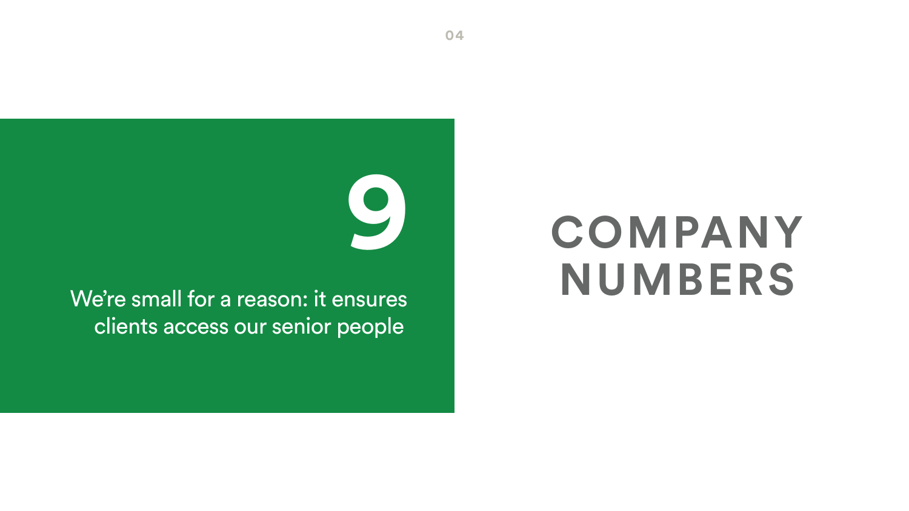# COMPANY NUMBERS

**9**

We're small for a reason: it ensures clients access our senior people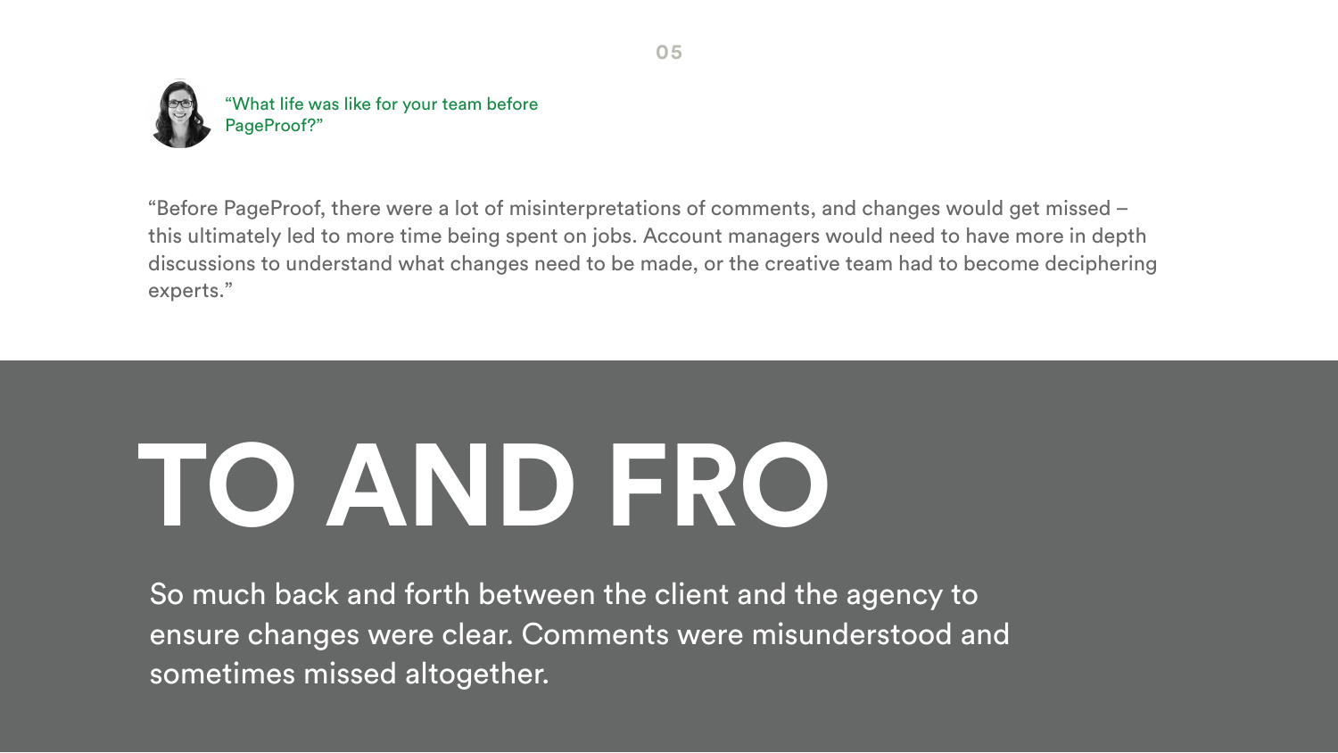"What life was like for your team before PageProof?"

"Before PageProof, there were a lot of misinterpretations of comments, and changes would get missed – this ultimately led to more time being spent on jobs. Account managers would need to have more in depth discussions to understand what changes need to be made, or the creative team had to become deciphering experts."

# TO AND FRO

So much back and forth between the client and the agency to ensure changes were clear. Comments were misunderstood and sometimes missed altogether.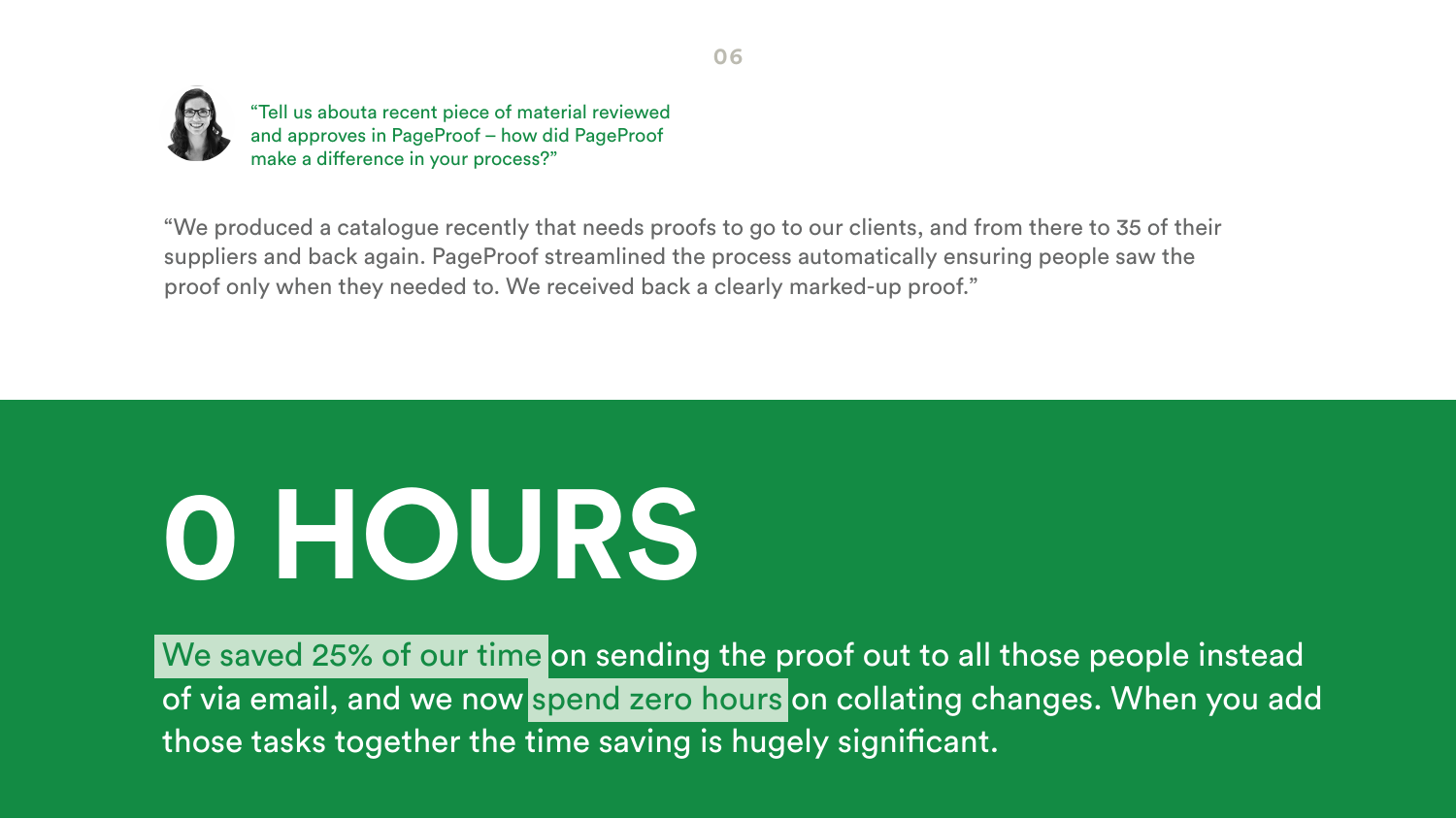"Tell us abouta recent piece of material reviewed and approves in PageProof – how did PageProof make a difference in your process?"

"We produced a catalogue recently that needs proofs to go to our clients, and from there to 35 of their suppliers and back again. PageProof streamlined the process automatically ensuring people saw the proof only when they needed to. We received back a clearly marked-up proof."

# 0 HOURS

We saved 25% of our time on sending the proof out to all those people instead of via email, and we now spend zero hours on collating changes. When you add those tasks together the time saving is hugely significant.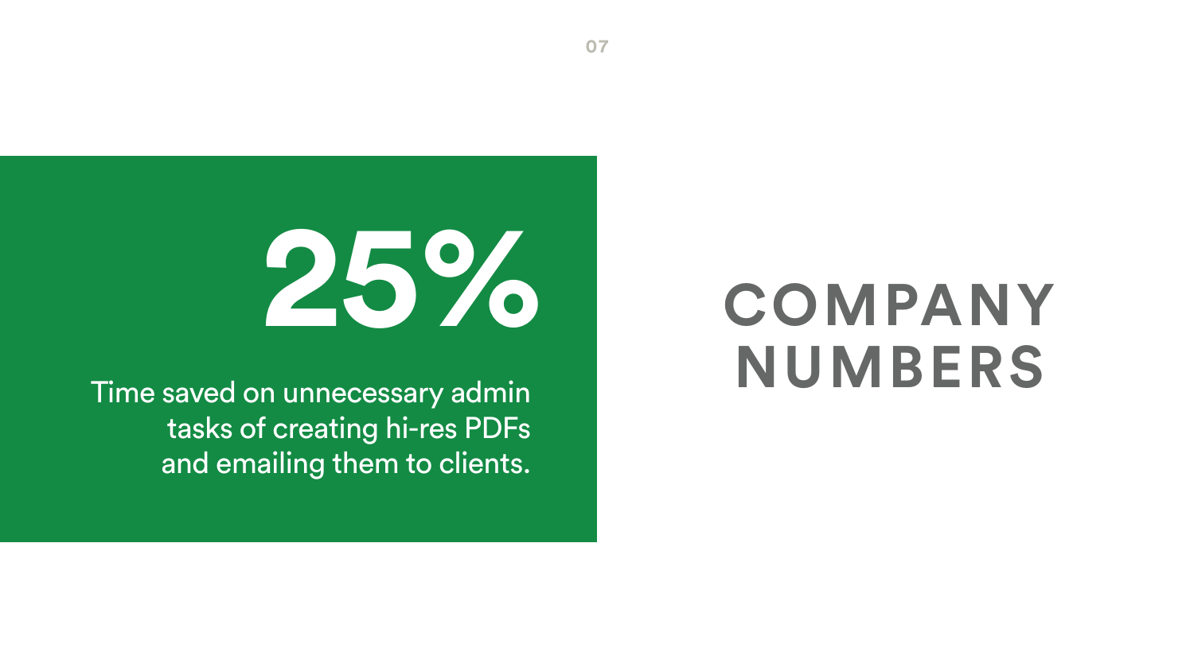# COMPANY NUMBERS

**25%**

Time saved on unnecessary admin tasks of creating hi-res PDFs and emailing them to clients.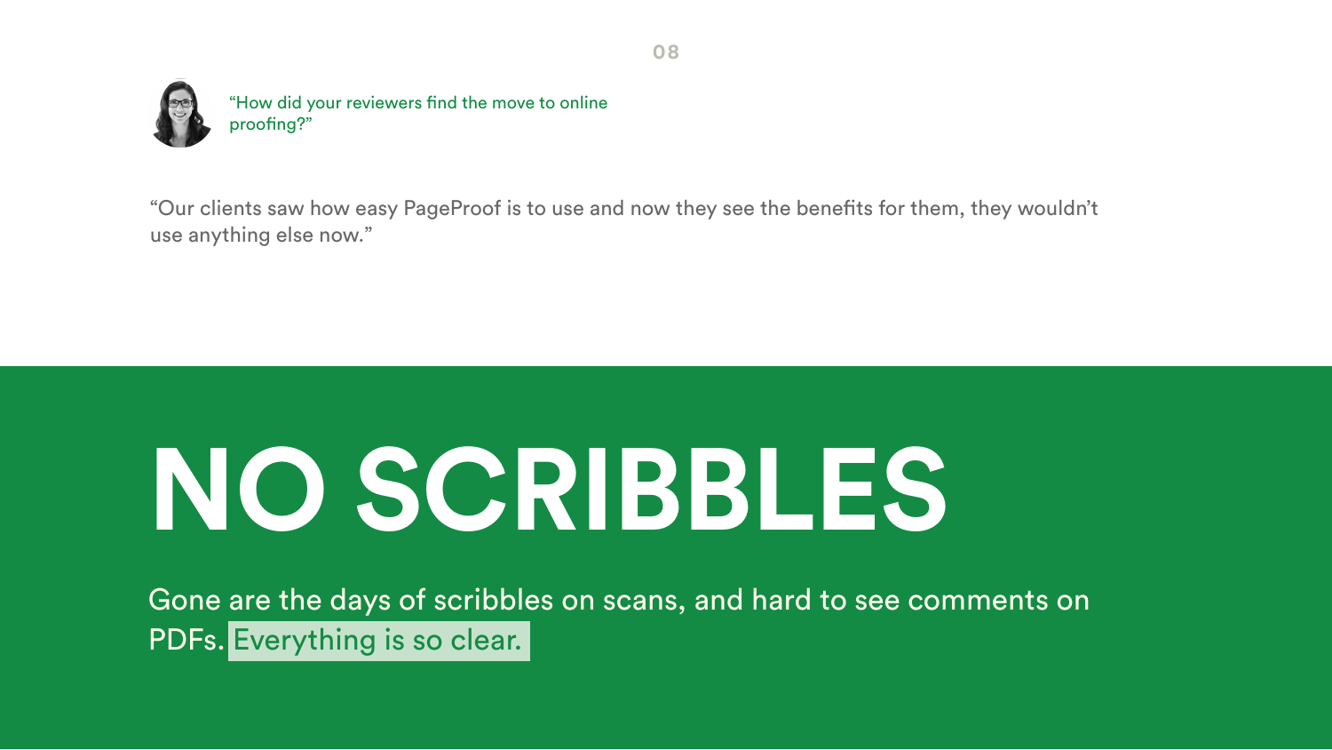"How did your reviewers find the move to online proofing?"

"Our clients saw how easy PageProof is to use and now they see the benefits for them, they wouldn't use anything else now."

# NO SCRIBBLES

Gone are the days of scribbles on scans, and hard to see comments on PDFs. Everything is so clear.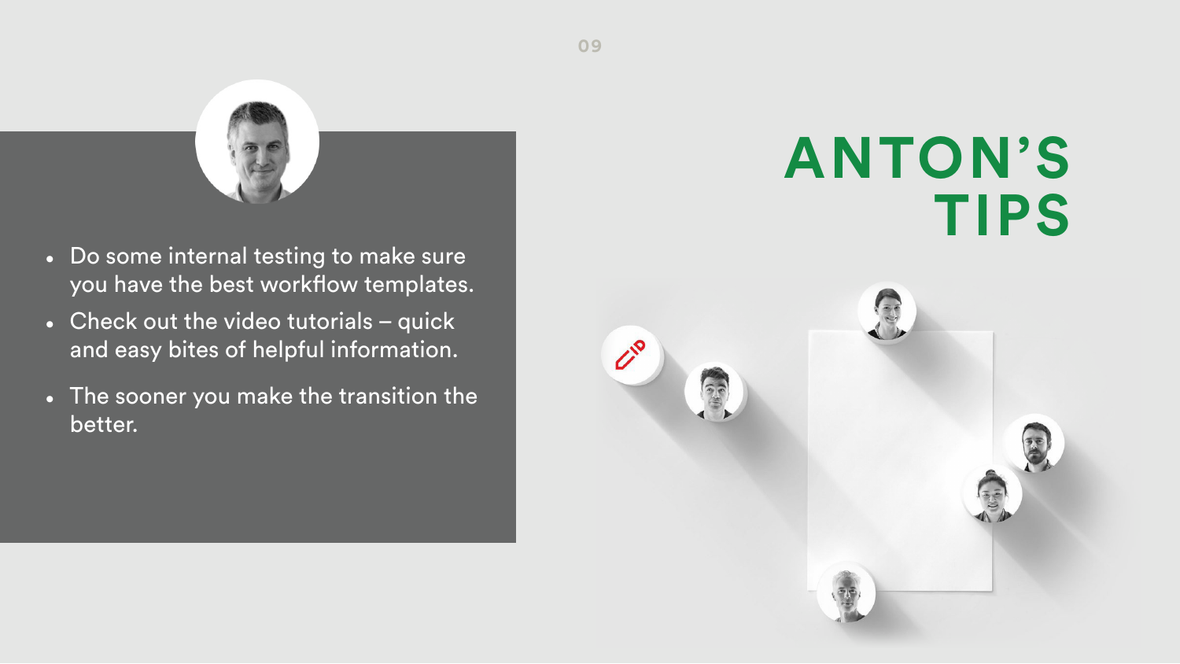# ANTON'S TIPS

- Do some internal testing to make sure you have the best workflow templates.
- Check out the video tutorials – quick and easy bites of helpful information.
- The sooner you make the transition the better.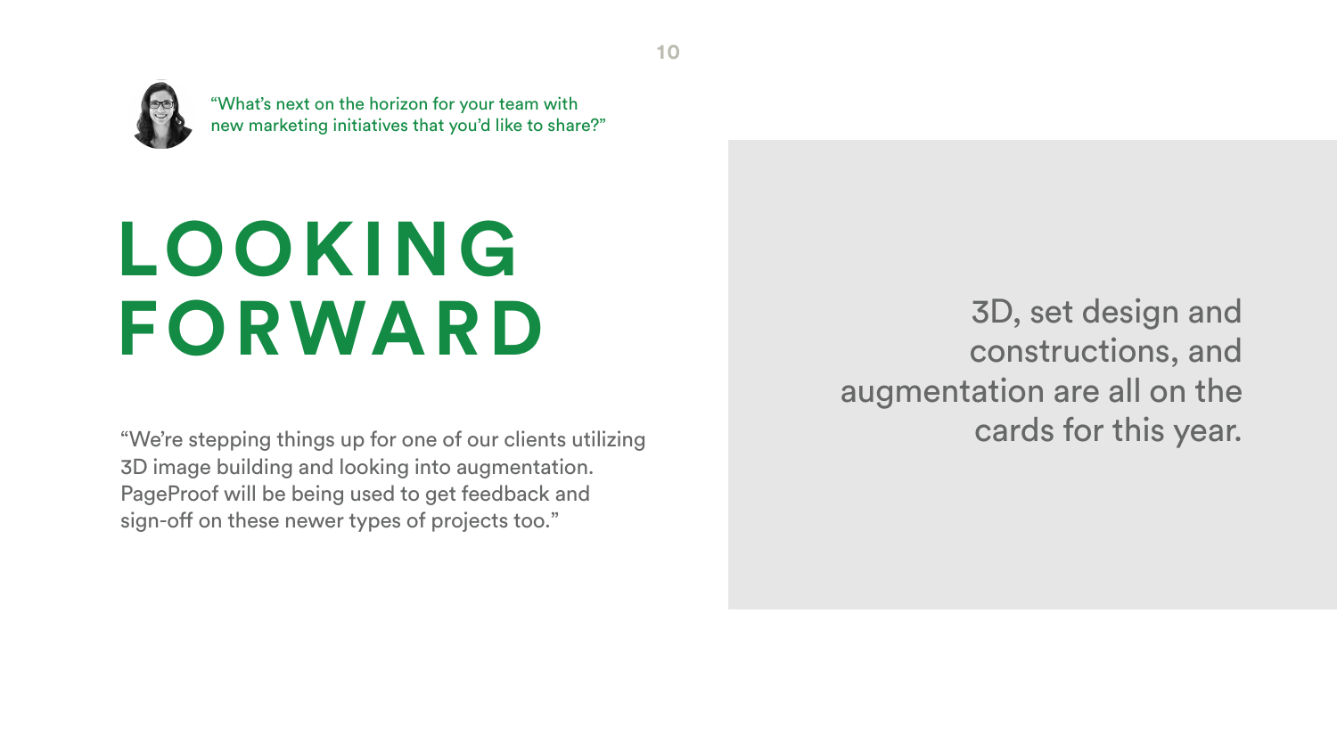"What's next on the horizon for your team with new marketing initiatives that you'd like to share?"

# LOOKING FORWARD

"We're stepping things up for one of our clients utilizing 3D image building and looking into augmentation. PageProof will be being used to get feedback and sign-off on these newer types of projects too."

3D, set design and constructions, and augmentation are all on the cards for this year.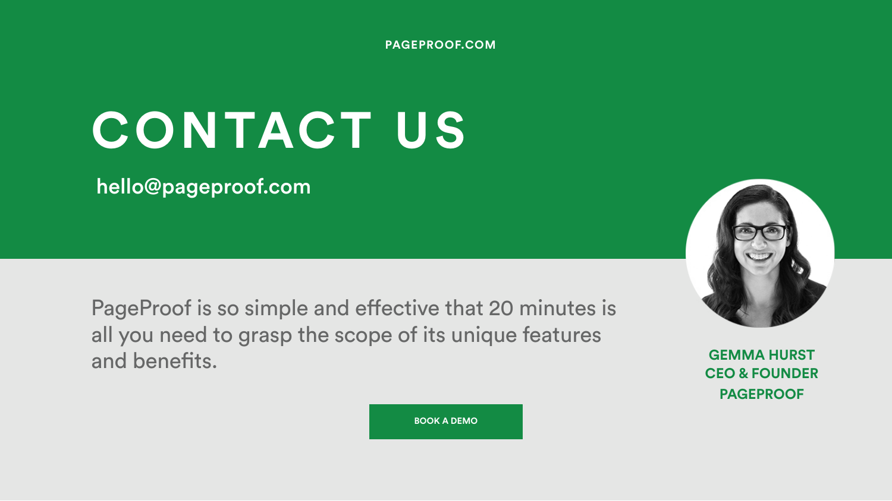PAGEPROOF.COM

# CONTACT US

hello@pageproof.com

PageProof is so simple and effective that 20 minutes is all you need to grasp the scope of its unique features and benefits.

BOOK A DEMO

**GEMMA HURST**
**CEO & FOUNDER**
**PAGEPROOF**